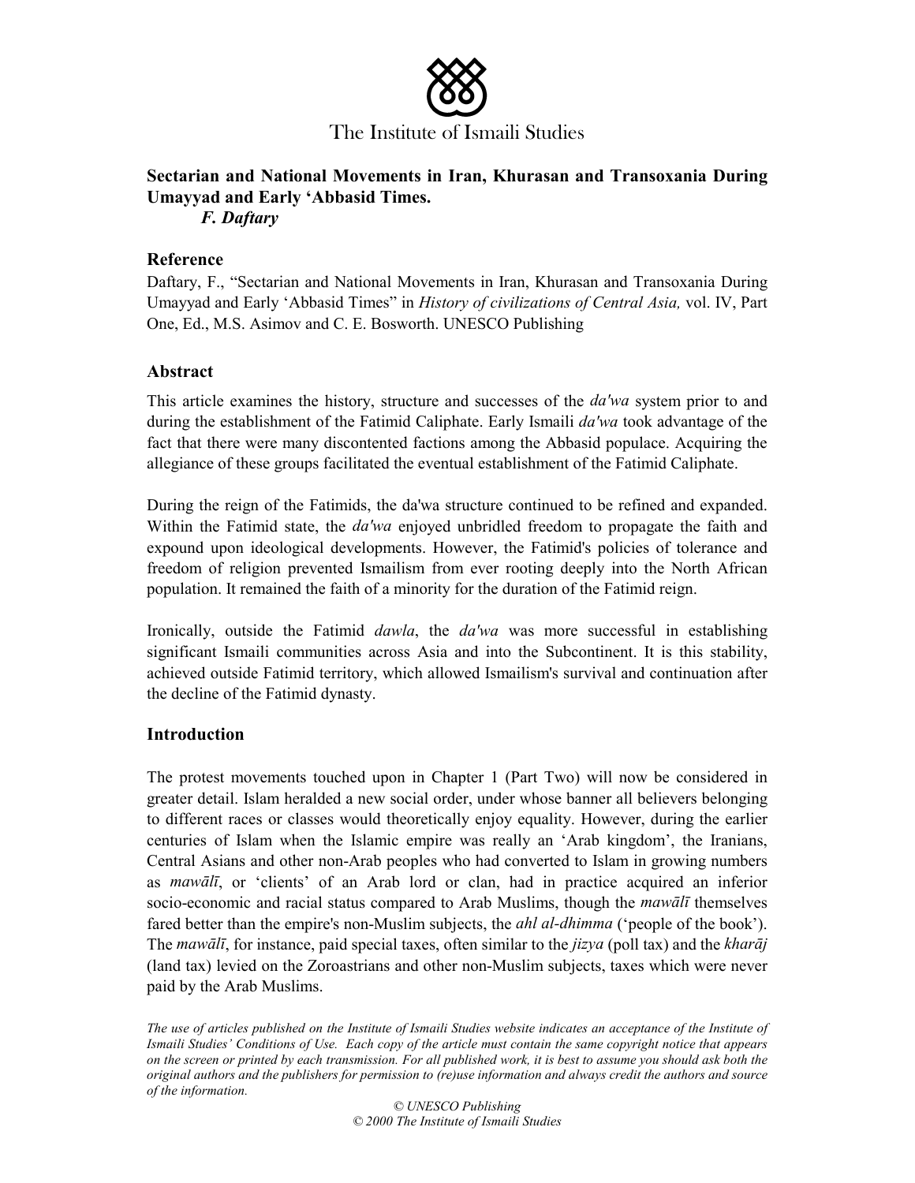The Institute of Ismaili Studies

**Sectarian and National Movements in Iran, Khurasan and Transoxania During Umayyad and Early 'Abbasid Times.**
***F. Daftary***

## Reference

Daftary, F., "Sectarian and National Movements in Iran, Khurasan and Transoxania During Umayyad and Early 'Abbasid Times" in *History of civilizations of Central Asia,* vol. IV, Part One, Ed., M.S. Asimov and C. E. Bosworth. UNESCO Publishing

## Abstract

This article examines the history, structure and successes of the *da'wa* system prior to and during the establishment of the Fatimid Caliphate. Early Ismaili *da'wa* took advantage of the fact that there were many discontented factions among the Abbasid populace. Acquiring the allegiance of these groups facilitated the eventual establishment of the Fatimid Caliphate.

During the reign of the Fatimids, the da'wa structure continued to be refined and expanded. Within the Fatimid state, the *da'wa* enjoyed unbridled freedom to propagate the faith and expound upon ideological developments. However, the Fatimid's policies of tolerance and freedom of religion prevented Ismailism from ever rooting deeply into the North African population. It remained the faith of a minority for the duration of the Fatimid reign.

Ironically, outside the Fatimid *dawla*, the *da'wa* was more successful in establishing significant Ismaili communities across Asia and into the Subcontinent. It is this stability, achieved outside Fatimid territory, which allowed Ismailism's survival and continuation after the decline of the Fatimid dynasty.

## Introduction

The protest movements touched upon in Chapter 1 (Part Two) will now be considered in greater detail. Islam heralded a new social order, under whose banner all believers belonging to different races or classes would theoretically enjoy equality. However, during the earlier centuries of Islam when the Islamic empire was really an 'Arab kingdom', the Iranians, Central Asians and other non-Arab peoples who had converted to Islam in growing numbers as *mawālī*, or 'clients' of an Arab lord or clan, had in practice acquired an inferior socio-economic and racial status compared to Arab Muslims, though the *mawālī* themselves fared better than the empire's non-Muslim subjects, the *ahl al-dhimma* ('people of the book'). The *mawālī*, for instance, paid special taxes, often similar to the *jizya* (poll tax) and the *kharāj* (land tax) levied on the Zoroastrians and other non-Muslim subjects, taxes which were never paid by the Arab Muslims.

*The use of articles published on the Institute of Ismaili Studies website indicates an acceptance of the Institute of Ismaili Studies' Conditions of Use. Each copy of the article must contain the same copyright notice that appears on the screen or printed by each transmission. For all published work, it is best to assume you should ask both the original authors and the publishers for permission to (re)use information and always credit the authors and source of the information.*

*© UNESCO Publishing*
*© 2000 The Institute of Ismaili Studies*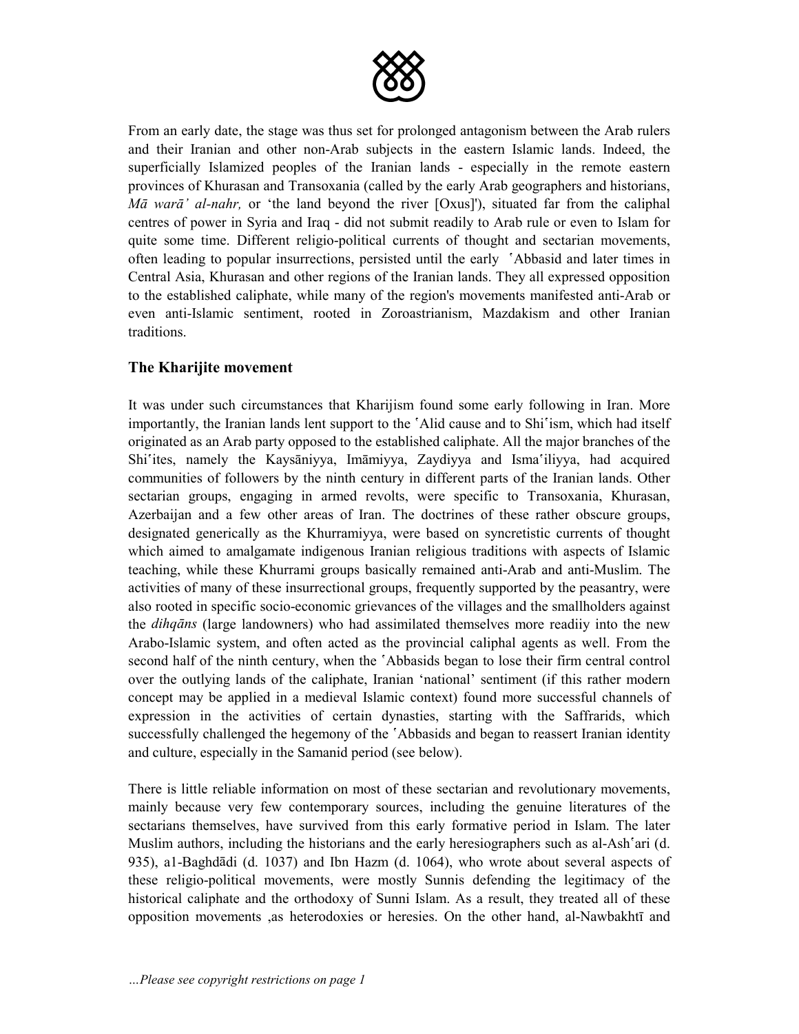From an early date, the stage was thus set for prolonged antagonism between the Arab rulers and their Iranian and other non-Arab subjects in the eastern Islamic lands. Indeed, the superficially Islamized peoples of the Iranian lands - especially in the remote eastern provinces of Khurasan and Transoxania (called by the early Arab geographers and historians, *Mā warā' al-nahr,* or 'the land beyond the river [Oxus]'), situated far from the caliphal centres of power in Syria and Iraq - did not submit readily to Arab rule or even to Islam for quite some time. Different religio-political currents of thought and sectarian movements, often leading to popular insurrections, persisted until the early ʿAbbasid and later times in Central Asia, Khurasan and other regions of the Iranian lands. They all expressed opposition to the established caliphate, while many of the region's movements manifested anti-Arab or even anti-Islamic sentiment, rooted in Zoroastrianism, Mazdakism and other Iranian traditions.

## The Kharijite movement

It was under such circumstances that Kharijism found some early following in Iran. More importantly, the Iranian lands lent support to the ʿAlid cause and to Shiʿism, which had itself originated as an Arab party opposed to the established caliphate. All the major branches of the Shiʿites, namely the Kaysāniyya, Imāmiyya, Zaydiyya and Ismaʿiliyya, had acquired communities of followers by the ninth century in different parts of the Iranian lands. Other sectarian groups, engaging in armed revolts, were specific to Transoxania, Khurasan, Azerbaijan and a few other areas of Iran. The doctrines of these rather obscure groups, designated generically as the Khurramiyya, were based on syncretistic currents of thought which aimed to amalgamate indigenous Iranian religious traditions with aspects of Islamic teaching, while these Khurrami groups basically remained anti-Arab and anti-Muslim. The activities of many of these insurrectional groups, frequently supported by the peasantry, were also rooted in specific socio-economic grievances of the villages and the smallholders against the *dihqāns* (large landowners) who had assimilated themselves more readiiy into the new Arabo-Islamic system, and often acted as the provincial caliphal agents as well. From the second half of the ninth century, when the ʿAbbasids began to lose their firm central control over the outlying lands of the caliphate, Iranian 'national' sentiment (if this rather modern concept may be applied in a medieval Islamic context) found more successful channels of expression in the activities of certain dynasties, starting with the Saffrarids, which successfully challenged the hegemony of the ʿAbbasids and began to reassert Iranian identity and culture, especially in the Samanid period (see below).

There is little reliable information on most of these sectarian and revolutionary movements, mainly because very few contemporary sources, including the genuine literatures of the sectarians themselves, have survived from this early formative period in Islam. The later Muslim authors, including the historians and the early heresiographers such as al-Ashʿari (d. 935), a1-Baghdādi (d. 1037) and Ibn Hazm (d. 1064), who wrote about several aspects of these religio-political movements, were mostly Sunnis defending the legitimacy of the historical caliphate and the orthodoxy of Sunni Islam. As a result, they treated all of these opposition movements ,as heterodoxies or heresies. On the other hand, al-Nawbakhtī and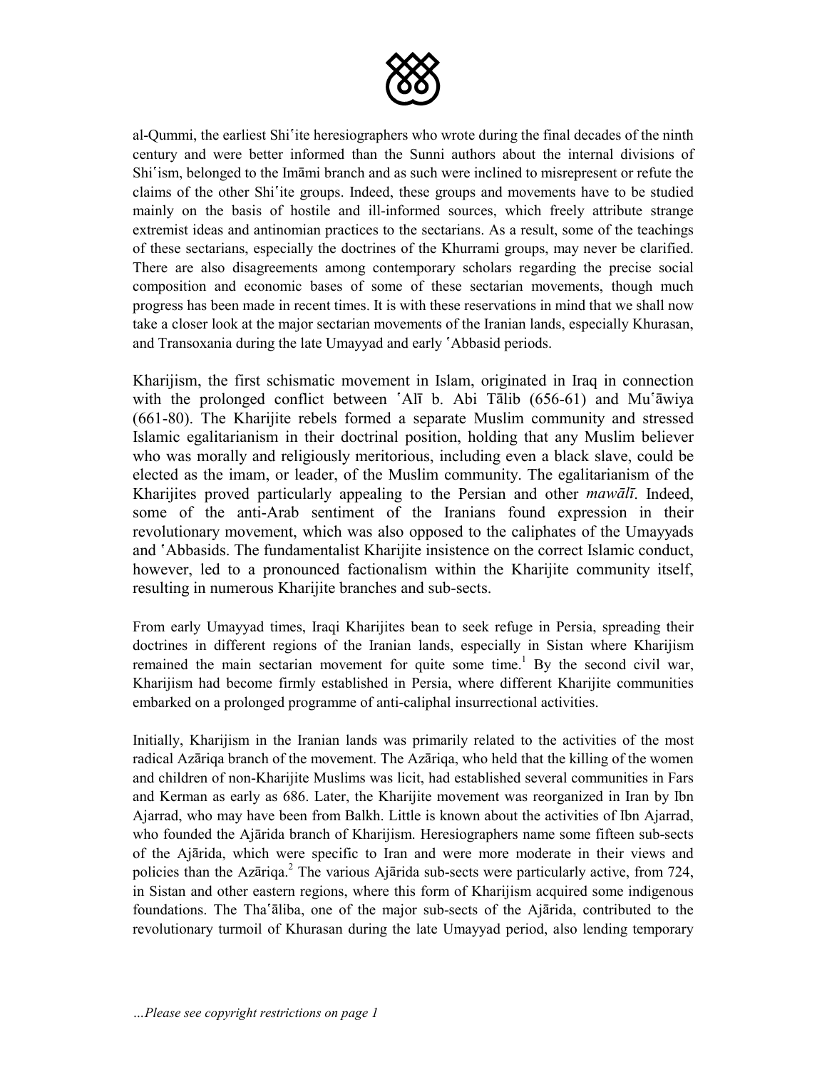al-Qummi, the earliest Shiʿite heresiographers who wrote during the final decades of the ninth century and were better informed than the Sunni authors about the internal divisions of Shiʿism, belonged to the Imāmi branch and as such were inclined to misrepresent or refute the claims of the other Shiʿite groups. Indeed, these groups and movements have to be studied mainly on the basis of hostile and ill-informed sources, which freely attribute strange extremist ideas and antinomian practices to the sectarians. As a result, some of the teachings of these sectarians, especially the doctrines of the Khurrami groups, may never be clarified. There are also disagreements among contemporary scholars regarding the precise social composition and economic bases of some of these sectarian movements, though much progress has been made in recent times. It is with these reservations in mind that we shall now take a closer look at the major sectarian movements of the Iranian lands, especially Khurasan, and Transoxania during the late Umayyad and early ʿAbbasid periods.

Kharijism, the first schismatic movement in Islam, originated in Iraq in connection with the prolonged conflict between ʿAlī b. Abi Tālib (656-61) and Muʿāwiya (661-80). The Kharijite rebels formed a separate Muslim community and stressed Islamic egalitarianism in their doctrinal position, holding that any Muslim believer who was morally and religiously meritorious, including even a black slave, could be elected as the imam, or leader, of the Muslim community. The egalitarianism of the Kharijites proved particularly appealing to the Persian and other *mawālī*. Indeed, some of the anti-Arab sentiment of the Iranians found expression in their revolutionary movement, which was also opposed to the caliphates of the Umayyads and ʿAbbasids. The fundamentalist Kharijite insistence on the correct Islamic conduct, however, led to a pronounced factionalism within the Kharijite community itself, resulting in numerous Kharijite branches and sub-sects.

From early Umayyad times, Iraqi Kharijites bean to seek refuge in Persia, spreading their doctrines in different regions of the Iranian lands, especially in Sistan where Kharijism remained the main sectarian movement for quite some time.[1] By the second civil war, Kharijism had become firmly established in Persia, where different Kharijite communities embarked on a prolonged programme of anti-caliphal insurrectional activities.

Initially, Kharijism in the Iranian lands was primarily related to the activities of the most radical Azāriqa branch of the movement. The Azāriqa, who held that the killing of the women and children of non-Kharijite Muslims was licit, had established several communities in Fars and Kerman as early as 686. Later, the Kharijite movement was reorganized in Iran by Ibn Ajarrad, who may have been from Balkh. Little is known about the activities of Ibn Ajarrad, who founded the Ajārida branch of Kharijism. Heresiographers name some fifteen sub-sects of the Ajārida, which were specific to Iran and were more moderate in their views and policies than the Azāriqa.[2] The various Ajārida sub-sects were particularly active, from 724, in Sistan and other eastern regions, where this form of Kharijism acquired some indigenous foundations. The Thaʿāliba, one of the major sub-sects of the Ajārida, contributed to the revolutionary turmoil of Khurasan during the late Umayyad period, also lending temporary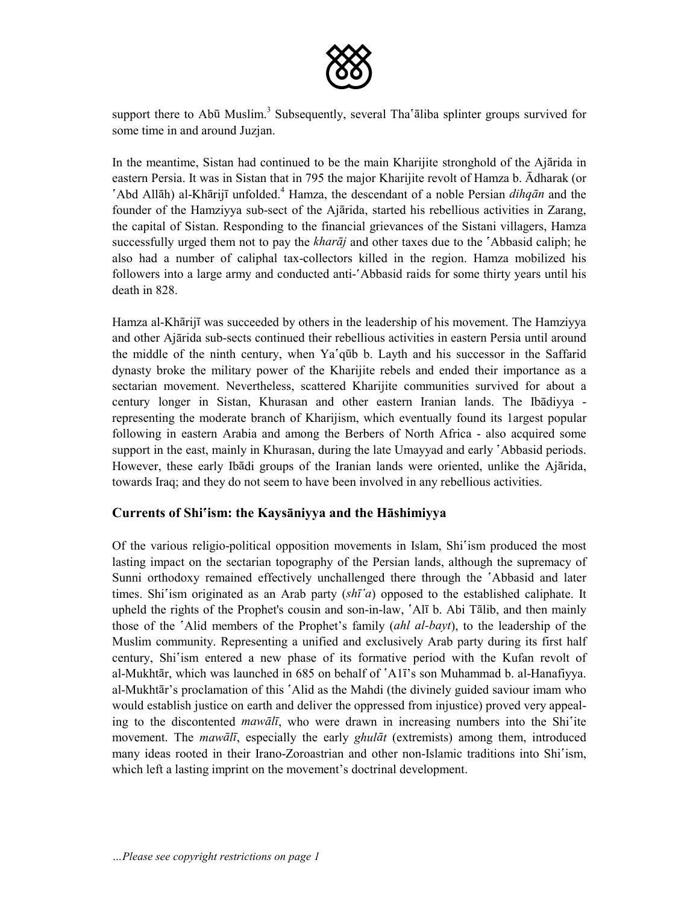support there to Abū Muslim.[3] Subsequently, several Thaʿāliba splinter groups survived for some time in and around Juzjan.

In the meantime, Sistan had continued to be the main Kharijite stronghold of the Ajārida in eastern Persia. It was in Sistan that in 795 the major Kharijite revolt of Hamza b. Ādharak (or ʿAbd Allāh) al-Khārijī unfolded.[4] Hamza, the descendant of a noble Persian *dihqān* and the founder of the Hamziyya sub-sect of the Ajārida, started his rebellious activities in Zarang, the capital of Sistan. Responding to the financial grievances of the Sistani villagers, Hamza successfully urged them not to pay the *kharāj* and other taxes due to the ʿAbbasid caliph; he also had a number of caliphal tax-collectors killed in the region. Hamza mobilized his followers into a large army and conducted anti-ʿAbbasid raids for some thirty years until his death in 828.

Hamza al-Khārijī was succeeded by others in the leadership of his movement. The Hamziyya and other Ajārida sub-sects continued their rebellious activities in eastern Persia until around the middle of the ninth century, when Yaʿqūb b. Layth and his successor in the Saffarid dynasty broke the military power of the Kharijite rebels and ended their importance as a sectarian movement. Nevertheless, scattered Kharijite communities survived for about a century longer in Sistan, Khurasan and other eastern Iranian lands. The Ibādiyya - representing the moderate branch of Kharijism, which eventually found its 1argest popular following in eastern Arabia and among the Berbers of North Africa - also acquired some support in the east, mainly in Khurasan, during the late Umayyad and early ʿAbbasid periods. However, these early Ibādi groups of the Iranian lands were oriented, unlike the Ajārida, towards Iraq; and they do not seem to have been involved in any rebellious activities.

## Currents of Shiʿism: the Kaysāniyya and the Hāshimiyya

Of the various religio-political opposition movements in Islam, Shiʿism produced the most lasting impact on the sectarian topography of the Persian lands, although the supremacy of Sunni orthodoxy remained effectively unchallenged there through the ʿAbbasid and later times. Shiʿism originated as an Arab party (*shīʿa*) opposed to the established caliphate. It upheld the rights of the Prophet's cousin and son-in-law, ʿAlī b. Abi Tālib, and then mainly those of the ʿAlid members of the Prophet's family (*ahl al-bayt*), to the leadership of the Muslim community. Representing a unified and exclusively Arab party during its first half century, Shiʿism entered a new phase of its formative period with the Kufan revolt of al-Mukhtār, which was launched in 685 on behalf of ʿA1ī's son Muhammad b. al-Hanafiyya. al-Mukhtār's proclamation of this ʿAlid as the Mahdi (the divinely guided saviour imam who would establish justice on earth and deliver the oppressed from injustice) proved very appealing to the discontented *mawālī*, who were drawn in increasing numbers into the Shiʿite movement. The *mawālī*, especially the early *ghulāt* (extremists) among them, introduced many ideas rooted in their Irano-Zoroastrian and other non-Islamic traditions into Shiʿism, which left a lasting imprint on the movement's doctrinal development.

*…Please see copyright restrictions on page 1*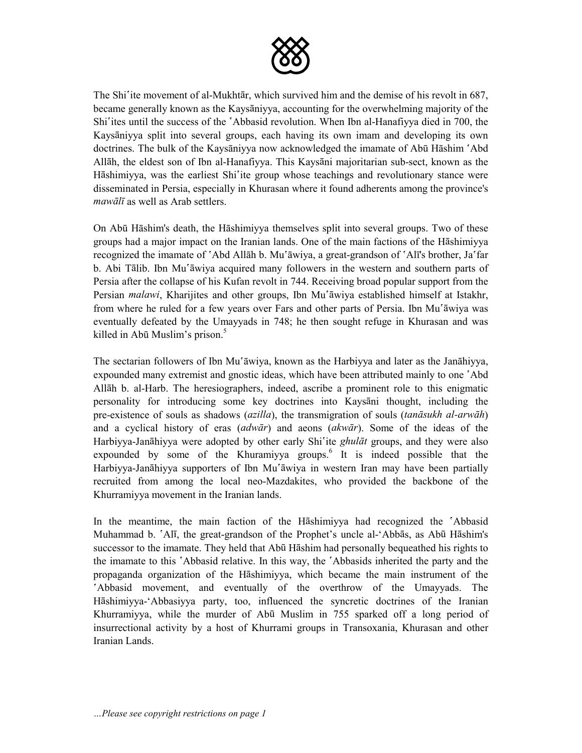The Shiʿite movement of al-Mukhtār, which survived him and the demise of his revolt in 687, became generally known as the Kaysāniyya, accounting for the overwhelming majority of the Shiʿites until the success of the ʿAbbasid revolution. When Ibn al-Hanafiyya died in 700, the Kaysāniyya split into several groups, each having its own imam and developing its own doctrines. The bulk of the Kaysāniyya now acknowledged the imamate of Abū Hāshim ʿAbd Allāh, the eldest son of Ibn al-Hanafiyya. This Kaysāni majoritarian sub-sect, known as the Hāshimiyya, was the earliest Shiʿite group whose teachings and revolutionary stance were disseminated in Persia, especially in Khurasan where it found adherents among the province's *mawālī* as well as Arab settlers.

On Abū Hāshim's death, the Hāshimiyya themselves split into several groups. Two of these groups had a major impact on the Iranian lands. One of the main factions of the Hāshimiyya recognized the imamate of ʿAbd Allāh b. Muʿāwiya, a great-grandson of ʿAlī's brother, Jaʿfar b. Abi Tālib. Ibn Muʿāwiya acquired many followers in the western and southern parts of Persia after the collapse of his Kufan revolt in 744. Receiving broad popular support from the Persian *malawi*, Kharijites and other groups, Ibn Muʿāwiya established himself at Istakhr, from where he ruled for a few years over Fars and other parts of Persia. Ibn Muʿāwiya was eventually defeated by the Umayyads in 748; he then sought refuge in Khurasan and was killed in Abū Muslim's prison.[5]

The sectarian followers of Ibn Muʿāwiya, known as the Harbiyya and later as the Janāhiyya, expounded many extremist and gnostic ideas, which have been attributed mainly to one ʿAbd Allāh b. al-Harb. The heresiographers, indeed, ascribe a prominent role to this enigmatic personality for introducing some key doctrines into Kaysāni thought, including the pre-existence of souls as shadows (*azilla*), the transmigration of souls (*tanāsukh al-arwāh*) and a cyclical history of eras (*adwār*) and aeons (*akwār*). Some of the ideas of the Harbiyya-Janāhiyya were adopted by other early Shiʿite *ghulāt* groups, and they were also expounded by some of the Khuramiyya groups.[6] It is indeed possible that the Harbiyya-Janāhiyya supporters of Ibn Muʿāwiya in western Iran may have been partially recruited from among the local neo-Mazdakites, who provided the backbone of the Khurramiyya movement in the Iranian lands.

In the meantime, the main faction of the Hāshimiyya had recognized the ʿAbbasid Muhammad b. ʿAlī, the great-grandson of the Prophet's uncle al-'Abbās, as Abū Hāshim's successor to the imamate. They held that Abū Hāshim had personally bequeathed his rights to the imamate to this ʿAbbasid relative. In this way, the ʿAbbasids inherited the party and the propaganda organization of the Hāshimiyya, which became the main instrument of the ʿAbbasid movement, and eventually of the overthrow of the Umayyads. The Hāshimiyya-'Abbasiyya party, too, influenced the syncretic doctrines of the Iranian Khurramiyya, while the murder of Abū Muslim in 755 sparked off a long period of insurrectional activity by a host of Khurrami groups in Transoxania, Khurasan and other Iranian Lands.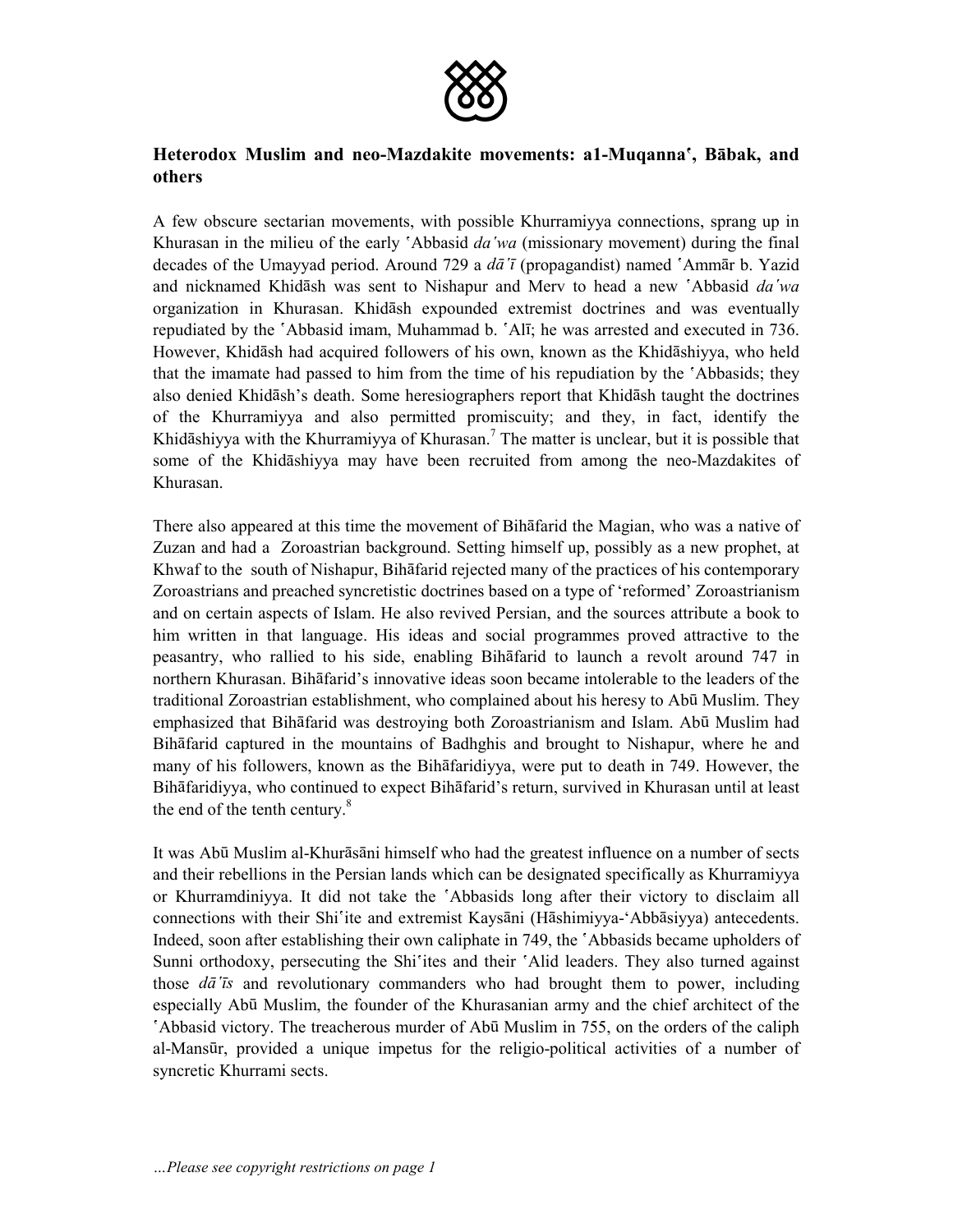## Heterodox Muslim and neo-Mazdakite movements: a1-Muqannaʿ, Bābak, and others

A few obscure sectarian movements, with possible Khurramiyya connections, sprang up in Khurasan in the milieu of the early ʿAbbasid *daʿwa* (missionary movement) during the final decades of the Umayyad period. Around 729 a *dāʿī* (propagandist) named ʿAmmār b. Yazid and nicknamed Khidāsh was sent to Nishapur and Merv to head a new ʿAbbasid *daʿwa* organization in Khurasan. Khidāsh expounded extremist doctrines and was eventually repudiated by the ʿAbbasid imam, Muhammad b. ʿAlī; he was arrested and executed in 736. However, Khidāsh had acquired followers of his own, known as the Khidāshiyya, who held that the imamate had passed to him from the time of his repudiation by the ʿAbbasids; they also denied Khidāsh's death. Some heresiographers report that Khidāsh taught the doctrines of the Khurramiyya and also permitted promiscuity; and they, in fact, identify the Khidāshiyya with the Khurramiyya of Khurasan.[7] The matter is unclear, but it is possible that some of the Khidāshiyya may have been recruited from among the neo-Mazdakites of Khurasan.

There also appeared at this time the movement of Bihāfarid the Magian, who was a native of Zuzan and had a Zoroastrian background. Setting himself up, possibly as a new prophet, at Khwaf to the south of Nishapur, Bihāfarid rejected many of the practices of his contemporary Zoroastrians and preached syncretistic doctrines based on a type of 'reformed' Zoroastrianism and on certain aspects of Islam. He also revived Persian, and the sources attribute a book to him written in that language. His ideas and social programmes proved attractive to the peasantry, who rallied to his side, enabling Bihāfarid to launch a revolt around 747 in northern Khurasan. Bihāfarid's innovative ideas soon became intolerable to the leaders of the traditional Zoroastrian establishment, who complained about his heresy to Abū Muslim. They emphasized that Bihāfarid was destroying both Zoroastrianism and Islam. Abū Muslim had Bihāfarid captured in the mountains of Badhghis and brought to Nishapur, where he and many of his followers, known as the Bihāfaridiyya, were put to death in 749. However, the Bihāfaridiyya, who continued to expect Bihāfarid's return, survived in Khurasan until at least the end of the tenth century.[8]

It was Abū Muslim al-Khurāsāni himself who had the greatest influence on a number of sects and their rebellions in the Persian lands which can be designated specifically as Khurramiyya or Khurramdiniyya. It did not take the ʿAbbasids long after their victory to disclaim all connections with their Shiʿite and extremist Kaysāni (Hāshimiyya-'Abbāsiyya) antecedents. Indeed, soon after establishing their own caliphate in 749, the ʿAbbasids became upholders of Sunni orthodoxy, persecuting the Shiʿites and their ʿAlid leaders. They also turned against those *dāʿīs* and revolutionary commanders who had brought them to power, including especially Abū Muslim, the founder of the Khurasanian army and the chief architect of the ʿAbbasid victory. The treacherous murder of Abū Muslim in 755, on the orders of the caliph al-Mansūr, provided a unique impetus for the religio-political activities of a number of syncretic Khurrami sects.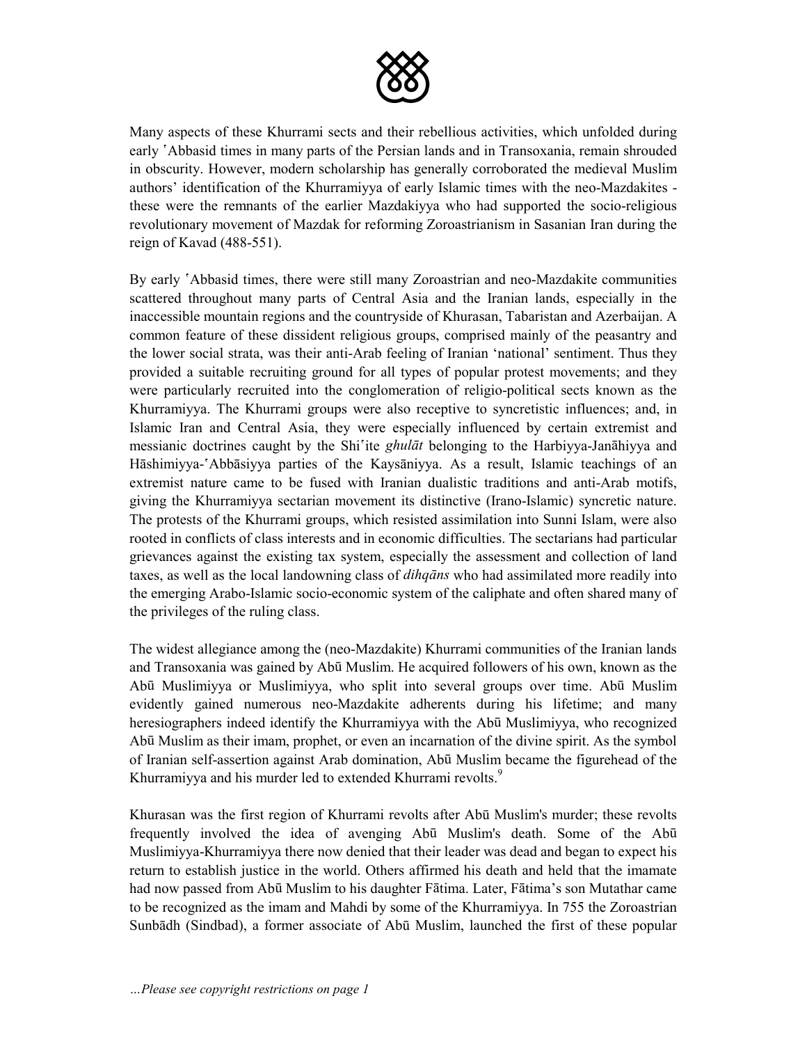Many aspects of these Khurrami sects and their rebellious activities, which unfolded during early ʿAbbasid times in many parts of the Persian lands and in Transoxania, remain shrouded in obscurity. However, modern scholarship has generally corroborated the medieval Muslim authors' identification of the Khurramiyya of early Islamic times with the neo-Mazdakites - these were the remnants of the earlier Mazdakiyya who had supported the socio-religious revolutionary movement of Mazdak for reforming Zoroastrianism in Sasanian Iran during the reign of Kavad (488-551).

By early ʿAbbasid times, there were still many Zoroastrian and neo-Mazdakite communities scattered throughout many parts of Central Asia and the Iranian lands, especially in the inaccessible mountain regions and the countryside of Khurasan, Tabaristan and Azerbaijan. A common feature of these dissident religious groups, comprised mainly of the peasantry and the lower social strata, was their anti-Arab feeling of Iranian 'national' sentiment. Thus they provided a suitable recruiting ground for all types of popular protest movements; and they were particularly recruited into the conglomeration of religio-political sects known as the Khurramiyya. The Khurrami groups were also receptive to syncretistic influences; and, in Islamic Iran and Central Asia, they were especially influenced by certain extremist and messianic doctrines caught by the Shiʿite *ghulāt* belonging to the Harbiyya-Janāhiyya and Hāshimiyya-ʿAbbāsiyya parties of the Kaysāniyya. As a result, Islamic teachings of an extremist nature came to be fused with Iranian dualistic traditions and anti-Arab motifs, giving the Khurramiyya sectarian movement its distinctive (Irano-Islamic) syncretic nature. The protests of the Khurrami groups, which resisted assimilation into Sunni Islam, were also rooted in conflicts of class interests and in economic difficulties. The sectarians had particular grievances against the existing tax system, especially the assessment and collection of land taxes, as well as the local landowning class of *dihqāns* who had assimilated more readily into the emerging Arabo-Islamic socio-economic system of the caliphate and often shared many of the privileges of the ruling class.

The widest allegiance among the (neo-Mazdakite) Khurrami communities of the Iranian lands and Transoxania was gained by Abū Muslim. He acquired followers of his own, known as the Abū Muslimiyya or Muslimiyya, who split into several groups over time. Abū Muslim evidently gained numerous neo-Mazdakite adherents during his lifetime; and many heresiographers indeed identify the Khurramiyya with the Abū Muslimiyya, who recognized Abū Muslim as their imam, prophet, or even an incarnation of the divine spirit. As the symbol of Iranian self-assertion against Arab domination, Abū Muslim became the figurehead of the Khurramiyya and his murder led to extended Khurrami revolts.[9]

Khurasan was the first region of Khurrami revolts after Abū Muslim's murder; these revolts frequently involved the idea of avenging Abū Muslim's death. Some of the Abū Muslimiyya-Khurramiyya there now denied that their leader was dead and began to expect his return to establish justice in the world. Others affirmed his death and held that the imamate had now passed from Abū Muslim to his daughter Fātima. Later, Fātima's son Mutathar came to be recognized as the imam and Mahdi by some of the Khurramiyya. In 755 the Zoroastrian Sunbādh (Sindbad), a former associate of Abū Muslim, launched the first of these popular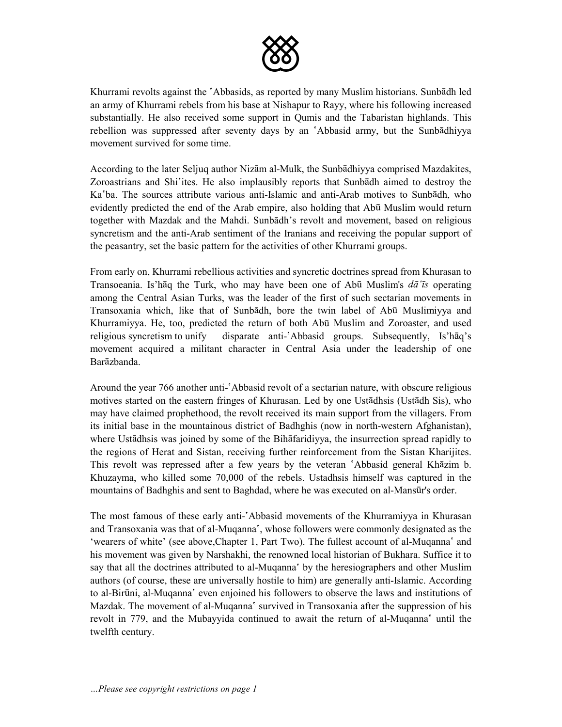Khurrami revolts against the ʿAbbasids, as reported by many Muslim historians. Sunbādh led an army of Khurrami rebels from his base at Nishapur to Rayy, where his following increased substantially. He also received some support in Qumis and the Tabaristan highlands. This rebellion was suppressed after seventy days by an ʿAbbasid army, but the Sunbādhiyya movement survived for some time.

According to the later Seljuq author Nizām al-Mulk, the Sunbādhiyya comprised Mazdakites, Zoroastrians and Shiʿites. He also implausibly reports that Sunbādh aimed to destroy the Kaʿba. The sources attribute various anti-Islamic and anti-Arab motives to Sunbādh, who evidently predicted the end of the Arab empire, also holding that Abū Muslim would return together with Mazdak and the Mahdi. Sunbādh's revolt and movement, based on religious syncretism and the anti-Arab sentiment of the Iranians and receiving the popular support of the peasantry, set the basic pattern for the activities of other Khurrami groups.

From early on, Khurrami rebellious activities and syncretic doctrines spread from Khurasan to Transoeania. Is'hāq the Turk, who may have been one of Abū Muslim's *dāʿīs* operating among the Central Asian Turks, was the leader of the first of such sectarian movements in Transoxania which, like that of Sunbādh, bore the twin label of Abū Muslimiyya and Khurramiyya. He, too, predicted the return of both Abū Muslim and Zoroaster, and used religious syncretism to unify disparate anti-ʿAbbasid groups. Subsequently, Is'hāq's movement acquired a militant character in Central Asia under the leadership of one Barāzbanda.

Around the year 766 another anti-ʿAbbasid revolt of a sectarian nature, with obscure religious motives started on the eastern fringes of Khurasan. Led by one Ustādhsis (Ustādh Sis), who may have claimed prophethood, the revolt received its main support from the villagers. From its initial base in the mountainous district of Badhghis (now in north-western Afghanistan), where Ustādhsis was joined by some of the Bihāfaridiyya, the insurrection spread rapidly to the regions of Herat and Sistan, receiving further reinforcement from the Sistan Kharijites. This revolt was repressed after a few years by the veteran ʿAbbasid general Khāzim b. Khuzayma, who killed some 70,000 of the rebels. Ustadhsis himself was captured in the mountains of Badhghis and sent to Baghdad, where he was executed on al-Mansūr's order.

The most famous of these early anti-ʿAbbasid movements of the Khurramiyya in Khurasan and Transoxania was that of al-Muqannaʿ, whose followers were commonly designated as the 'wearers of white' (see above,Chapter 1, Part Two). The fullest account of al-Muqannaʿ and his movement was given by Narshakhi, the renowned local historian of Bukhara. Suffice it to say that all the doctrines attributed to al-Muqannaʿ by the heresiographers and other Muslim authors (of course, these are universally hostile to him) are generally anti-Islamic. According to al-Birūni, al-Muqannaʿ even enjoined his followers to observe the laws and institutions of Mazdak. The movement of al-Muqannaʿ survived in Transoxania after the suppression of his revolt in 779, and the Mubayyida continued to await the return of al-Muqannaʿ until the twelfth century.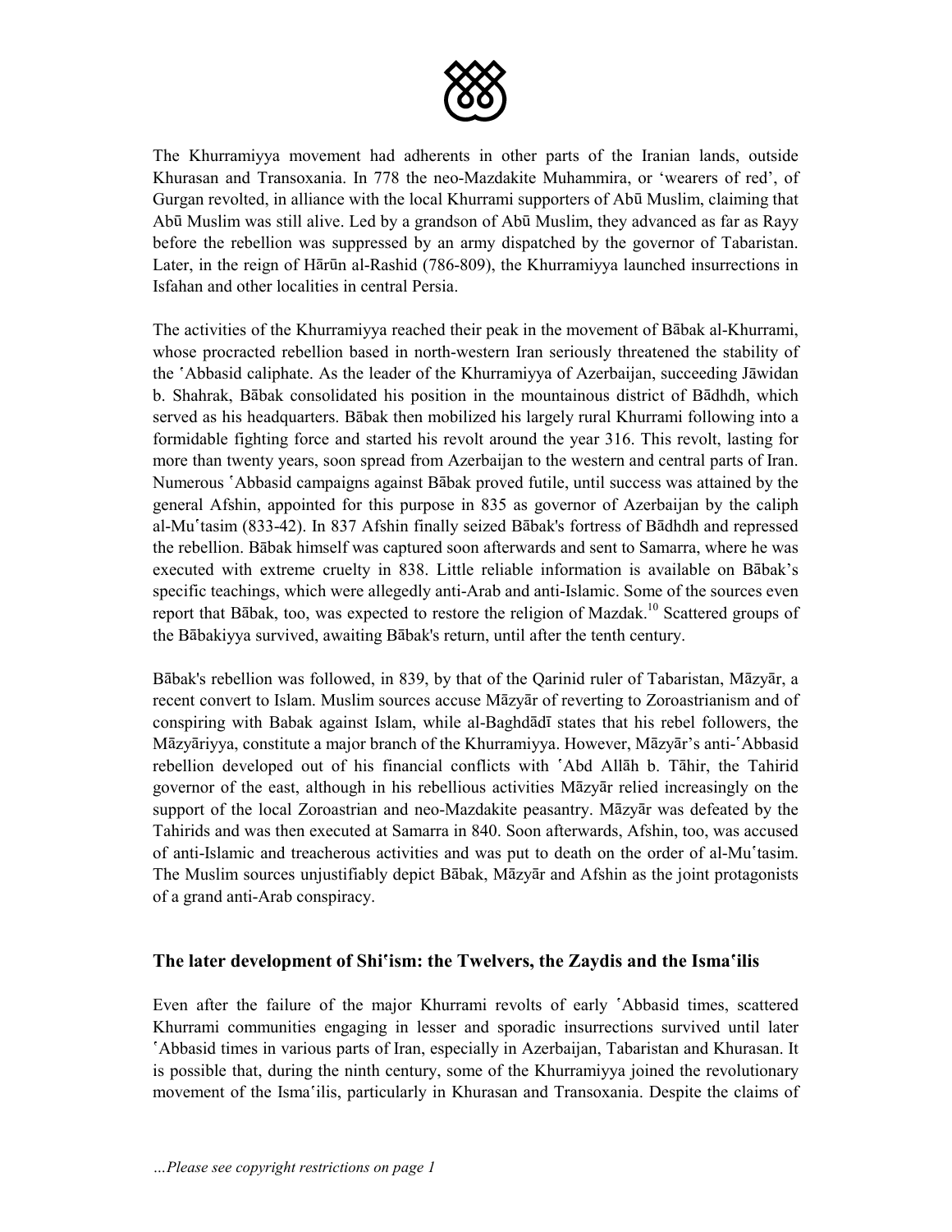The Khurramiyya movement had adherents in other parts of the Iranian lands, outside Khurasan and Transoxania. In 778 the neo-Mazdakite Muhammira, or 'wearers of red', of Gurgan revolted, in alliance with the local Khurrami supporters of Abū Muslim, claiming that Abū Muslim was still alive. Led by a grandson of Abū Muslim, they advanced as far as Rayy before the rebellion was suppressed by an army dispatched by the governor of Tabaristan. Later, in the reign of Hārūn al-Rashid (786-809), the Khurramiyya launched insurrections in Isfahan and other localities in central Persia.

The activities of the Khurramiyya reached their peak in the movement of Bābak al-Khurrami, whose procracted rebellion based in north-western Iran seriously threatened the stability of the ʿAbbasid caliphate. As the leader of the Khurramiyya of Azerbaijan, succeeding Jāwidan b. Shahrak, Bābak consolidated his position in the mountainous district of Bādhdh, which served as his headquarters. Bābak then mobilized his largely rural Khurrami following into a formidable fighting force and started his revolt around the year 316. This revolt, lasting for more than twenty years, soon spread from Azerbaijan to the western and central parts of Iran. Numerous ʿAbbasid campaigns against Bābak proved futile, until success was attained by the general Afshin, appointed for this purpose in 835 as governor of Azerbaijan by the caliph al-Muʿtasim (833-42). In 837 Afshin finally seized Bābak's fortress of Bādhdh and repressed the rebellion. Bābak himself was captured soon afterwards and sent to Samarra, where he was executed with extreme cruelty in 838. Little reliable information is available on Bābak's specific teachings, which were allegedly anti-Arab and anti-Islamic. Some of the sources even report that Bābak, too, was expected to restore the religion of Mazdak.[10] Scattered groups of the Bābakiyya survived, awaiting Bābak's return, until after the tenth century.

Bābak's rebellion was followed, in 839, by that of the Qarinid ruler of Tabaristan, Māzyār, a recent convert to Islam. Muslim sources accuse Māzyār of reverting to Zoroastrianism and of conspiring with Babak against Islam, while al-Baghdādī states that his rebel followers, the Māzyāriyya, constitute a major branch of the Khurramiyya. However, Māzyār's anti-ʿAbbasid rebellion developed out of his financial conflicts with ʿAbd Allāh b. Tāhir, the Tahirid governor of the east, although in his rebellious activities Māzyār relied increasingly on the support of the local Zoroastrian and neo-Mazdakite peasantry. Māzyār was defeated by the Tahirids and was then executed at Samarra in 840. Soon afterwards, Afshin, too, was accused of anti-Islamic and treacherous activities and was put to death on the order of al-Muʿtasim. The Muslim sources unjustifiably depict Bābak, Māzyār and Afshin as the joint protagonists of a grand anti-Arab conspiracy.

## The later development of Shiʿism: the Twelvers, the Zaydis and the Ismaʿilis

Even after the failure of the major Khurrami revolts of early ʿAbbasid times, scattered Khurrami communities engaging in lesser and sporadic insurrections survived until later ʿAbbasid times in various parts of Iran, especially in Azerbaijan, Tabaristan and Khurasan. It is possible that, during the ninth century, some of the Khurramiyya joined the revolutionary movement of the Ismaʿilis, particularly in Khurasan and Transoxania. Despite the claims of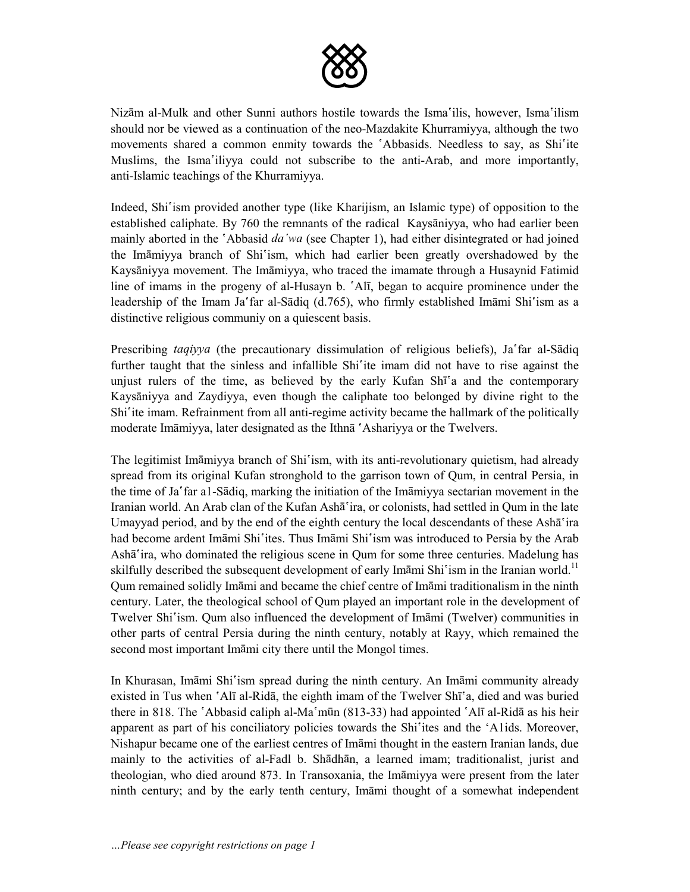Nizām al-Mulk and other Sunni authors hostile towards the Ismaʿilis, however, Ismaʿilism should nor be viewed as a continuation of the neo-Mazdakite Khurramiyya, although the two movements shared a common enmity towards the ʿAbbasids. Needless to say, as Shiʿite Muslims, the Ismaʿiliyya could not subscribe to the anti-Arab, and more importantly, anti-Islamic teachings of the Khurramiyya.

Indeed, Shiʿism provided another type (like Kharijism, an Islamic type) of opposition to the established caliphate. By 760 the remnants of the radical Kaysāniyya, who had earlier been mainly aborted in the ʿAbbasid *da'wa* (see Chapter 1), had either disintegrated or had joined the Imāmiyya branch of Shiʿism, which had earlier been greatly overshadowed by the Kaysāniyya movement. The Imāmiyya, who traced the imamate through a Husaynid Fatimid line of imams in the progeny of al-Husayn b. ʿAlī, began to acquire prominence under the leadership of the Imam Jaʿfar al-Sādiq (d.765), who firmly established Imāmi Shiʿism as a distinctive religious communiy on a quiescent basis.

Prescribing *taqiyya* (the precautionary dissimulation of religious beliefs), Jaʿfar al-Sādiq further taught that the sinless and infallible Shiʿite imam did not have to rise against the unjust rulers of the time, as believed by the early Kufan Shīʿa and the contemporary Kaysāniyya and Zaydiyya, even though the caliphate too belonged by divine right to the Shiʿite imam. Refrainment from all anti-regime activity became the hallmark of the politically moderate Imāmiyya, later designated as the Ithnā ʿAshariyya or the Twelvers.

The legitimist Imāmiyya branch of Shiʿism, with its anti-revolutionary quietism, had already spread from its original Kufan stronghold to the garrison town of Qum, in central Persia, in the time of Jaʿfar a1-Sādiq, marking the initiation of the Imāmiyya sectarian movement in the Iranian world. An Arab clan of the Kufan Ashāʿira, or colonists, had settled in Qum in the late Umayyad period, and by the end of the eighth century the local descendants of these Ashāʿira had become ardent Imāmi Shiʿites. Thus Imāmi Shiʿism was introduced to Persia by the Arab Ashāʿira, who dominated the religious scene in Qum for some three centuries. Madelung has skilfully described the subsequent development of early Imāmi Shiʿism in the Iranian world.[11] Qum remained solidly Imāmi and became the chief centre of Imāmi traditionalism in the ninth century. Later, the theological school of Qum played an important role in the development of Twelver Shiʿism. Qum also influenced the development of Imāmi (Twelver) communities in other parts of central Persia during the ninth century, notably at Rayy, which remained the second most important Imāmi city there until the Mongol times.

In Khurasan, Imāmi Shiʿism spread during the ninth century. An Imāmi community already existed in Tus when ʿAlī al-Ridā, the eighth imam of the Twelver Shīʿa, died and was buried there in 818. The ʿAbbasid caliph al-Maʿmūn (813-33) had appointed ʿAlī al-Ridā as his heir apparent as part of his conciliatory policies towards the Shiʿites and the ʿA1ids. Moreover, Nishapur became one of the earliest centres of Imāmi thought in the eastern Iranian lands, due mainly to the activities of al-Fadl b. Shādhān, a learned imam; traditionalist, jurist and theologian, who died around 873. In Transoxania, the Imāmiyya were present from the later ninth century; and by the early tenth century, Imāmi thought of a somewhat independent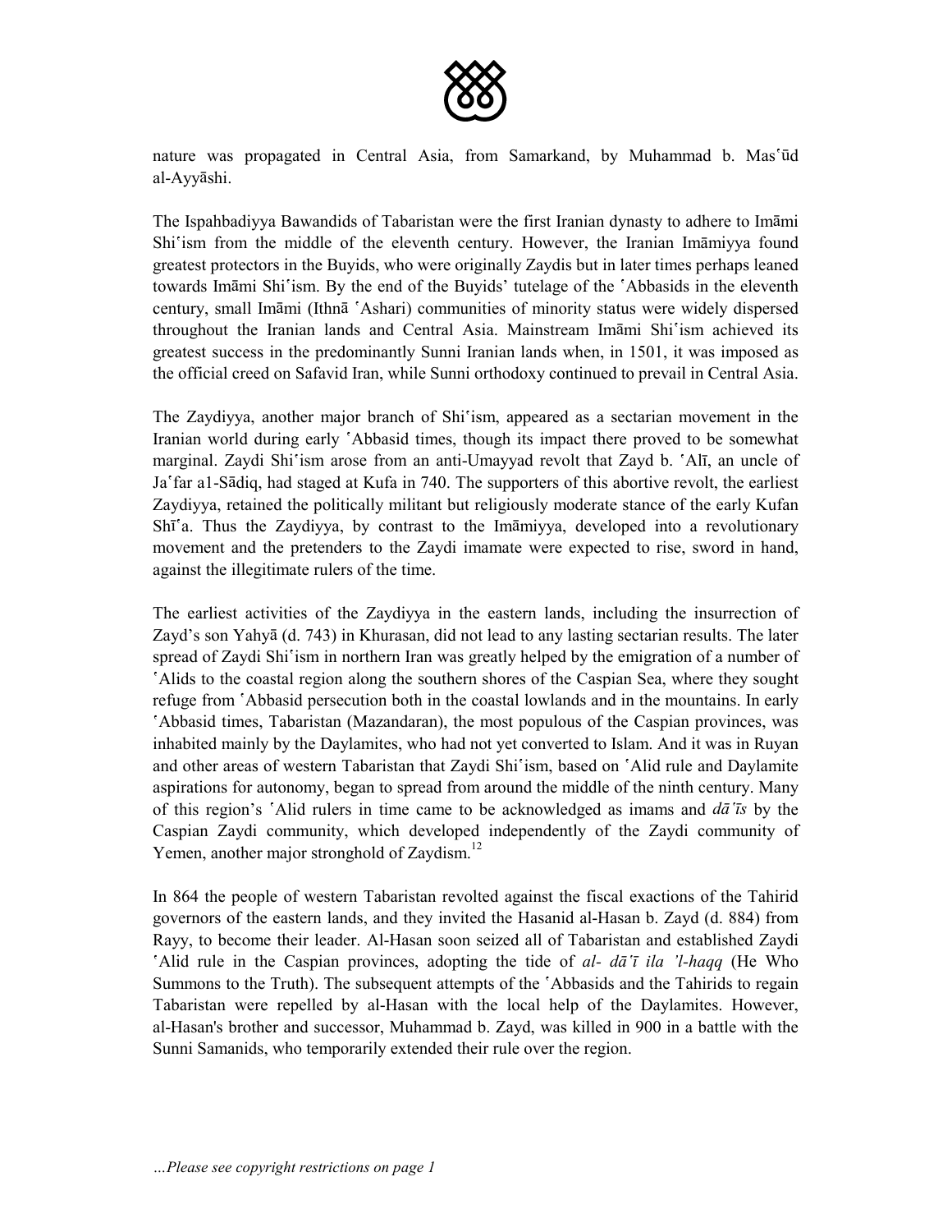nature was propagated in Central Asia, from Samarkand, by Muhammad b. Masʿūd al-Ayyāshi.

The Ispahbadiyya Bawandids of Tabaristan were the first Iranian dynasty to adhere to Imāmi Shiʿism from the middle of the eleventh century. However, the Iranian Imāmiyya found greatest protectors in the Buyids, who were originally Zaydis but in later times perhaps leaned towards Imāmi Shiʿism. By the end of the Buyids' tutelage of the ʿAbbasids in the eleventh century, small Imāmi (Ithnā ʿAshari) communities of minority status were widely dispersed throughout the Iranian lands and Central Asia. Mainstream Imāmi Shiʿism achieved its greatest success in the predominantly Sunni Iranian lands when, in 1501, it was imposed as the official creed on Safavid Iran, while Sunni orthodoxy continued to prevail in Central Asia.

The Zaydiyya, another major branch of Shiʿism, appeared as a sectarian movement in the Iranian world during early ʿAbbasid times, though its impact there proved to be somewhat marginal. Zaydi Shiʿism arose from an anti-Umayyad revolt that Zayd b. ʿAlī, an uncle of Jaʿfar a1-Sādiq, had staged at Kufa in 740. The supporters of this abortive revolt, the earliest Zaydiyya, retained the politically militant but religiously moderate stance of the early Kufan Shīʿa. Thus the Zaydiyya, by contrast to the Imāmiyya, developed into a revolutionary movement and the pretenders to the Zaydi imamate were expected to rise, sword in hand, against the illegitimate rulers of the time.

The earliest activities of the Zaydiyya in the eastern lands, including the insurrection of Zayd's son Yahyā (d. 743) in Khurasan, did not lead to any lasting sectarian results. The later spread of Zaydi Shiʿism in northern Iran was greatly helped by the emigration of a number of ʿAlids to the coastal region along the southern shores of the Caspian Sea, where they sought refuge from ʿAbbasid persecution both in the coastal lowlands and in the mountains. In early ʿAbbasid times, Tabaristan (Mazandaran), the most populous of the Caspian provinces, was inhabited mainly by the Daylamites, who had not yet converted to Islam. And it was in Ruyan and other areas of western Tabaristan that Zaydi Shiʿism, based on ʿAlid rule and Daylamite aspirations for autonomy, began to spread from around the middle of the ninth century. Many of this region's ʿAlid rulers in time came to be acknowledged as imams and *dāʿīs* by the Caspian Zaydi community, which developed independently of the Zaydi community of Yemen, another major stronghold of Zaydism.[12]

In 864 the people of western Tabaristan revolted against the fiscal exactions of the Tahirid governors of the eastern lands, and they invited the Hasanid al-Hasan b. Zayd (d. 884) from Rayy, to become their leader. Al-Hasan soon seized all of Tabaristan and established Zaydi ʿAlid rule in the Caspian provinces, adopting the tide of *al- dāʿī ila 'l-haqq* (He Who Summons to the Truth). The subsequent attempts of the ʿAbbasids and the Tahirids to regain Tabaristan were repelled by al-Hasan with the local help of the Daylamites. However, al-Hasan's brother and successor, Muhammad b. Zayd, was killed in 900 in a battle with the Sunni Samanids, who temporarily extended their rule over the region.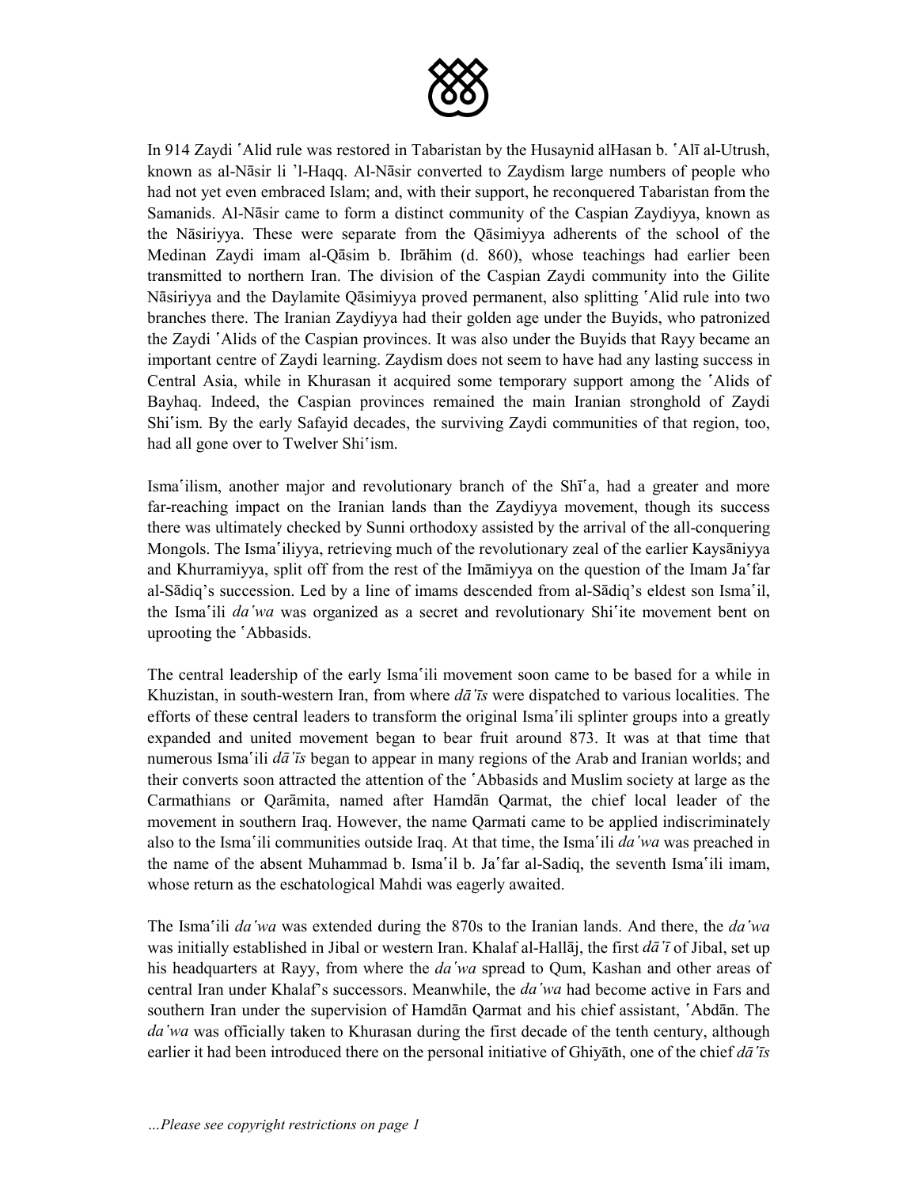In 914 Zaydi ʿAlid rule was restored in Tabaristan by the Husaynid alHasan b. ʿAlī al-Utrush, known as al-Nāsir li ʾl-Haqq. Al-Nāsir converted to Zaydism large numbers of people who had not yet even embraced Islam; and, with their support, he reconquered Tabaristan from the Samanids. Al-Nāsir came to form a distinct community of the Caspian Zaydiyya, known as the Nāsiriyya. These were separate from the Qāsimiyya adherents of the school of the Medinan Zaydi imam al-Qāsim b. Ibrāhim (d. 860), whose teachings had earlier been transmitted to northern Iran. The division of the Caspian Zaydi community into the Gilite Nāsiriyya and the Daylamite Qāsimiyya proved permanent, also splitting ʿAlid rule into two branches there. The Iranian Zaydiyya had their golden age under the Buyids, who patronized the Zaydi ʿAlids of the Caspian provinces. It was also under the Buyids that Rayy became an important centre of Zaydi learning. Zaydism does not seem to have had any lasting success in Central Asia, while in Khurasan it acquired some temporary support among the ʿAlids of Bayhaq. Indeed, the Caspian provinces remained the main Iranian stronghold of Zaydi Shiʿism. By the early Safayid decades, the surviving Zaydi communities of that region, too, had all gone over to Twelver Shiʿism.

Ismaʿilism, another major and revolutionary branch of the Shīʿa, had a greater and more far-reaching impact on the Iranian lands than the Zaydiyya movement, though its success there was ultimately checked by Sunni orthodoxy assisted by the arrival of the all-conquering Mongols. The Ismaʿiliyya, retrieving much of the revolutionary zeal of the earlier Kaysāniyya and Khurramiyya, split off from the rest of the Imāmiyya on the question of the Imam Jaʿfar al-Sādiq's succession. Led by a line of imams descended from al-Sādiq's eldest son Ismaʿil, the Ismaʿili *daʿwa* was organized as a secret and revolutionary Shiʿite movement bent on uprooting the ʿAbbasids.

The central leadership of the early Ismaʿili movement soon came to be based for a while in Khuzistan, in south-western Iran, from where *dāʿīs* were dispatched to various localities. The efforts of these central leaders to transform the original Ismaʿili splinter groups into a greatly expanded and united movement began to bear fruit around 873. It was at that time that numerous Ismaʿili *dāʿīs* began to appear in many regions of the Arab and Iranian worlds; and their converts soon attracted the attention of the ʿAbbasids and Muslim society at large as the Carmathians or Qarāmita, named after Hamdān Qarmat, the chief local leader of the movement in southern Iraq. However, the name Qarmati came to be applied indiscriminately also to the Ismaʿili communities outside Iraq. At that time, the Ismaʿili *daʿwa* was preached in the name of the absent Muhammad b. Ismaʿil b. Jaʿfar al-Sadiq, the seventh Ismaʿili imam, whose return as the eschatological Mahdi was eagerly awaited.

The Ismaʿili *daʿwa* was extended during the 870s to the Iranian lands. And there, the *daʿwa* was initially established in Jibal or western Iran. Khalaf al-Hallāj, the first *dāʿī* of Jibal, set up his headquarters at Rayy, from where the *daʿwa* spread to Qum, Kashan and other areas of central Iran under Khalaf's successors. Meanwhile, the *daʿwa* had become active in Fars and southern Iran under the supervision of Hamdān Qarmat and his chief assistant, ʿAbdān. The *daʿwa* was officially taken to Khurasan during the first decade of the tenth century, although earlier it had been introduced there on the personal initiative of Ghiyāth, one of the chief *dāʿīs*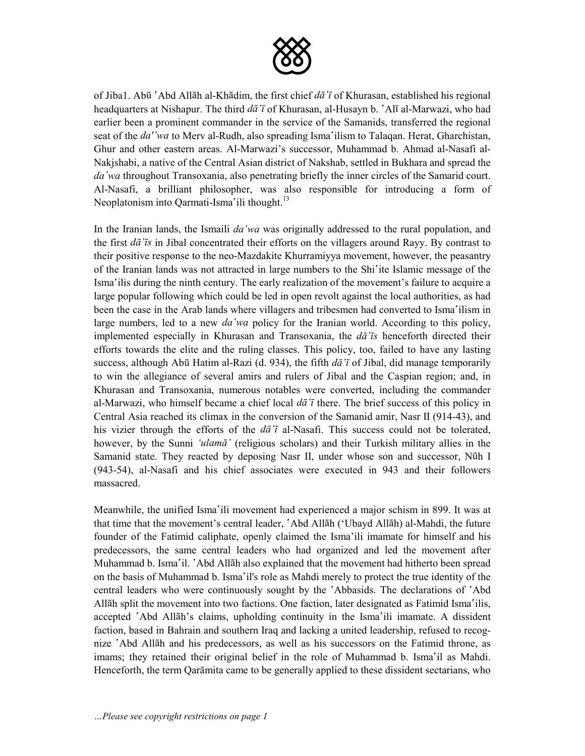of Jiba1. Abū ʿAbd Allāh al-Khādim, the first chief *dāʿī* of Khurasan, established his regional headquarters at Nishapur. The third *dāʿī* of Khurasan, al-Husayn b. ʿAlī al-Marwazi, who had earlier been a prominent commander in the service of the Samanids, transferred the regional seat of the *da''wa* to Merv al-Rudh, also spreading Ismaʿilism to Talaqan. Herat, Gharchistan, Ghur and other eastern areas. Al-Marwazi's successor, Muhammad b. Ahmad al-Nasafi al-Nakjshabi, a native of the Central Asian district of Nakshab, settled in Bukhara and spread the *daʿwa* throughout Transoxania, also penetrating briefly the inner circles of the Samarid court. Al-Nasafi, a brilliant philosopher, was also responsible for introducing a form of Neoplatonism into Qarmati-Ismaʿili thought.[13]

In the Iranian lands, the Ismaili *daʿwa* was originally addressed to the rural population, and the first *dāʿīs* in Jibal concentrated their efforts on the villagers around Rayy. By contrast to their positive response to the neo-Mazdakite Khurramiyya movement, however, the peasantry of the Iranian lands was not attracted in large numbers to the Shiʿite Islamic message of the Ismaʿilis during the ninth century. The early realization of the movement's failure to acquire a large popular following which could be led in open revolt against the local authorities, as had been the case in the Arab lands where villagers and tribesmen had converted to Ismaʿilism in large numbers, led to a new *daʿwa* policy for the Iranian world. According to this policy, implemented especially in Khurasan and Transoxania, the *dāʿīs* henceforth directed their efforts towards the elite and the ruling classes. This policy, too, failed to have any lasting success, although Abū Hatim al-Razi (d. 934), the fifth *dāʿī* of Jibal, did manage temporarily to win the allegiance of several amirs and rulers of Jibal and the Caspian region; and, in Khurasan and Transoxania, numerous notables were converted, including the commander al-Marwazi, who himself became a chief local *dāʿī* there. The brief success of this policy in Central Asia reached its climax in the conversion of the Samanid amir, Nasr II (914-43), and his vizier through the efforts of the *dāʿī* al-Nasafi. This success could not be tolerated, however, by the Sunni *'ulamā'* (religious scholars) and their Turkish military allies in the Samanid state. They reacted by deposing Nasr II, under whose son and successor, Nūh I (943-54), al-Nasafi and his chief associates were executed in 943 and their followers massacred.

Meanwhile, the unified Ismaʿili movement had experienced a major schism in 899. It was at that time that the movement's central leader, ʿAbd Allāh ('Ubayd Allāh) al-Mahdi, the future founder of the Fatimid caliphate, openly claimed the Isma'ili imamate for himself and his predecessors, the same central leaders who had organized and led the movement after Muhammad b. Ismaʿil. ʿAbd Allāh also explained that the movement had hitherto been spread on the basis of Muhammad b. Ismaʿil's role as Mahdi merely to protect the true identity of the central leaders who were continuously sought by the ʿAbbasids. The declarations of ʿAbd Allāh split the movement into two factions. One faction, later designated as Fatimid Ismaʿilis, accepted ʿAbd Allāh's claims, upholding continuity in the Ismaʿili imamate. A dissident faction, based in Bahrain and southern Iraq and lacking a united leadership, refused to recognize ʿAbd Allāh and his predecessors, as well as his successors on the Fatimid throne, as imams; they retained their original belief in the role of Muhammad b. Ismaʿil as Mahdi. Henceforth, the term Qarāmita came to be generally applied to these dissident sectarians, who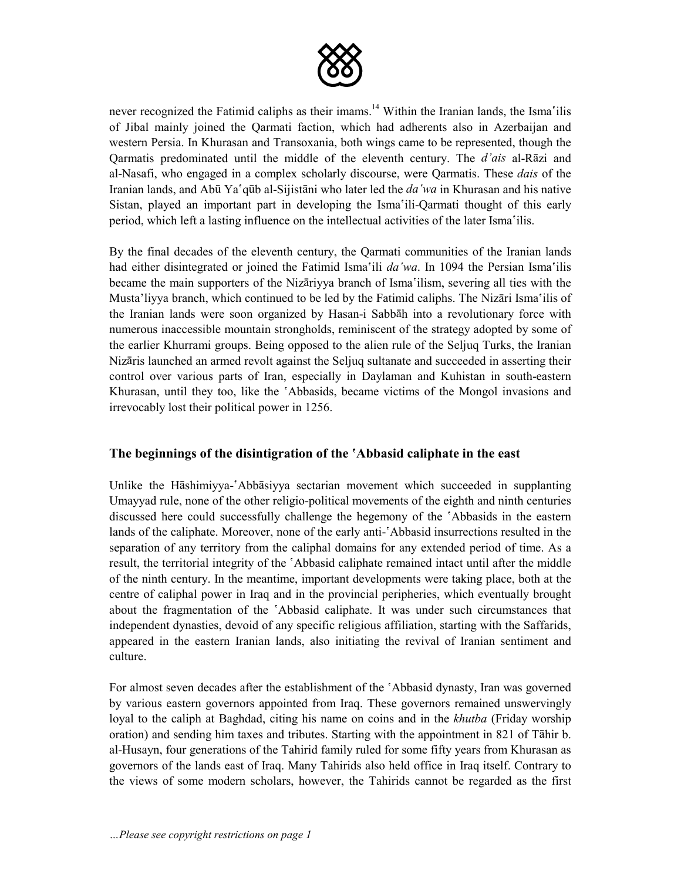never recognized the Fatimid caliphs as their imams.[14] Within the Iranian lands, the Ismaʿilis of Jibal mainly joined the Qarmati faction, which had adherents also in Azerbaijan and western Persia. In Khurasan and Transoxania, both wings came to be represented, though the Qarmatis predominated until the middle of the eleventh century. The *d'ais* al-Rāzi and al-Nasafi, who engaged in a complex scholarly discourse, were Qarmatis. These *dais* of the Iranian lands, and Abū Yaʿqūb al-Sijistāni who later led the *daʿwa* in Khurasan and his native Sistan, played an important part in developing the Ismaʿili-Qarmati thought of this early period, which left a lasting influence on the intellectual activities of the later Ismaʿilis.

By the final decades of the eleventh century, the Qarmati communities of the Iranian lands had either disintegrated or joined the Fatimid Ismaʿili *daʿwa*. In 1094 the Persian Ismaʿilis became the main supporters of the Nizāriyya branch of Ismaʿilism, severing all ties with the Musta'liyya branch, which continued to be led by the Fatimid caliphs. The Nizāri Ismaʿilis of the Iranian lands were soon organized by Hasan-i Sabbāh into a revolutionary force with numerous inaccessible mountain strongholds, reminiscent of the strategy adopted by some of the earlier Khurrami groups. Being opposed to the alien rule of the Seljuq Turks, the Iranian Nizāris launched an armed revolt against the Seljuq sultanate and succeeded in asserting their control over various parts of Iran, especially in Daylaman and Kuhistan in south-eastern Khurasan, until they too, like the ʿAbbasids, became victims of the Mongol invasions and irrevocably lost their political power in 1256.

### The beginnings of the disintigration of the ʿAbbasid caliphate in the east

Unlike the Hāshimiyya-ʿAbbāsiyya sectarian movement which succeeded in supplanting Umayyad rule, none of the other religio-political movements of the eighth and ninth centuries discussed here could successfully challenge the hegemony of the ʿAbbasids in the eastern lands of the caliphate. Moreover, none of the early anti-ʿAbbasid insurrections resulted in the separation of any territory from the caliphal domains for any extended period of time. As a result, the territorial integrity of the ʿAbbasid caliphate remained intact until after the middle of the ninth century. In the meantime, important developments were taking place, both at the centre of caliphal power in Iraq and in the provincial peripheries, which eventually brought about the fragmentation of the ʿAbbasid caliphate. It was under such circumstances that independent dynasties, devoid of any specific religious affiliation, starting with the Saffarids, appeared in the eastern Iranian lands, also initiating the revival of Iranian sentiment and culture.

For almost seven decades after the establishment of the ʿAbbasid dynasty, Iran was governed by various eastern governors appointed from Iraq. These governors remained unswervingly loyal to the caliph at Baghdad, citing his name on coins and in the *khutba* (Friday worship oration) and sending him taxes and tributes. Starting with the appointment in 821 of Tāhir b. al-Husayn, four generations of the Tahirid family ruled for some fifty years from Khurasan as governors of the lands east of Iraq. Many Tahirids also held office in Iraq itself. Contrary to the views of some modern scholars, however, the Tahirids cannot be regarded as the first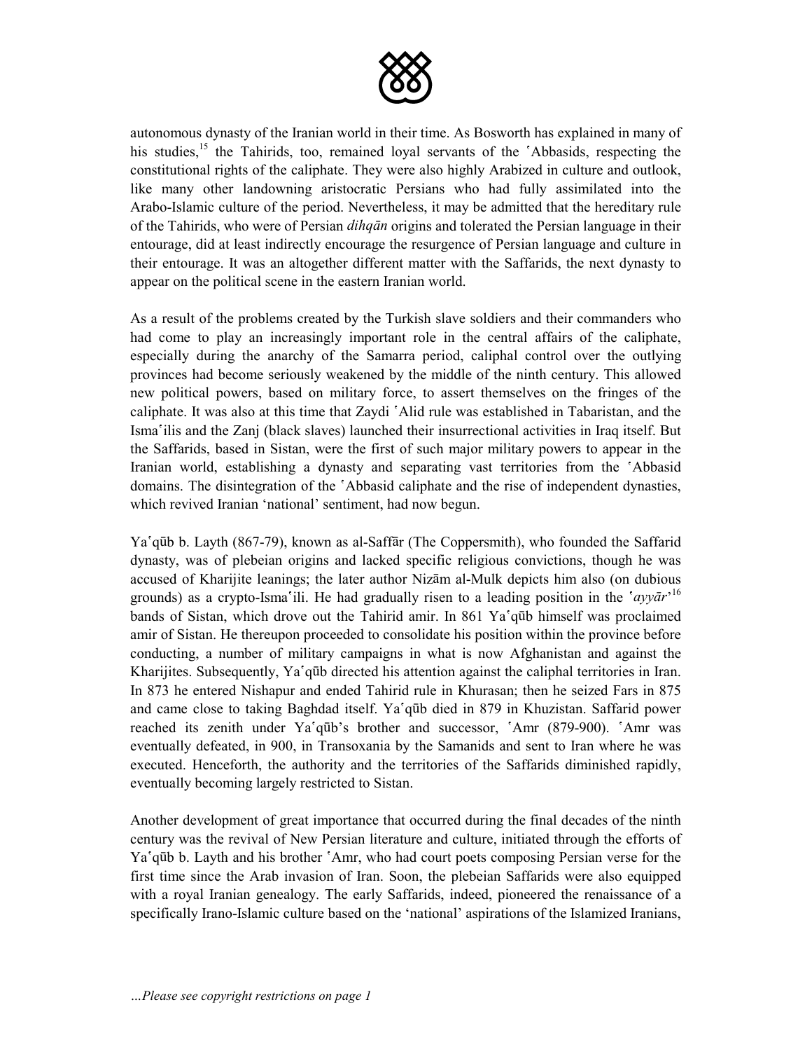autonomous dynasty of the Iranian world in their time. As Bosworth has explained in many of his studies,[15] the Tahirids, too, remained loyal servants of the ʿAbbasids, respecting the constitutional rights of the caliphate. They were also highly Arabized in culture and outlook, like many other landowning aristocratic Persians who had fully assimilated into the Arabo-Islamic culture of the period. Nevertheless, it may be admitted that the hereditary rule of the Tahirids, who were of Persian *dihqān* origins and tolerated the Persian language in their entourage, did at least indirectly encourage the resurgence of Persian language and culture in their entourage. It was an altogether different matter with the Saffarids, the next dynasty to appear on the political scene in the eastern Iranian world.

As a result of the problems created by the Turkish slave soldiers and their commanders who had come to play an increasingly important role in the central affairs of the caliphate, especially during the anarchy of the Samarra period, caliphal control over the outlying provinces had become seriously weakened by the middle of the ninth century. This allowed new political powers, based on military force, to assert themselves on the fringes of the caliphate. It was also at this time that Zaydi ʿAlid rule was established in Tabaristan, and the Ismaʿilis and the Zanj (black slaves) launched their insurrectional activities in Iraq itself. But the Saffarids, based in Sistan, were the first of such major military powers to appear in the Iranian world, establishing a dynasty and separating vast territories from the ʿAbbasid domains. The disintegration of the ʿAbbasid caliphate and the rise of independent dynasties, which revived Iranian 'national' sentiment, had now begun.

Yaʿqūb b. Layth (867-79), known as al-Saffār (The Coppersmith), who founded the Saffarid dynasty, was of plebeian origins and lacked specific religious convictions, though he was accused of Kharijite leanings; the later author Nizām al-Mulk depicts him also (on dubious grounds) as a crypto-Ismaʿili. He had gradually risen to a leading position in the '*ʿayyār*'[16] bands of Sistan, which drove out the Tahirid amir. In 861 Yaʿqūb himself was proclaimed amir of Sistan. He thereupon proceeded to consolidate his position within the province before conducting, a number of military campaigns in what is now Afghanistan and against the Kharijites. Subsequently, Yaʿqūb directed his attention against the caliphal territories in Iran. In 873 he entered Nishapur and ended Tahirid rule in Khurasan; then he seized Fars in 875 and came close to taking Baghdad itself. Yaʿqūb died in 879 in Khuzistan. Saffarid power reached its zenith under Yaʿqūb's brother and successor, ʿAmr (879-900). ʿAmr was eventually defeated, in 900, in Transoxania by the Samanids and sent to Iran where he was executed. Henceforth, the authority and the territories of the Saffarids diminished rapidly, eventually becoming largely restricted to Sistan.

Another development of great importance that occurred during the final decades of the ninth century was the revival of New Persian literature and culture, initiated through the efforts of Yaʿqūb b. Layth and his brother ʿAmr, who had court poets composing Persian verse for the first time since the Arab invasion of Iran. Soon, the plebeian Saffarids were also equipped with a royal Iranian genealogy. The early Saffarids, indeed, pioneered the renaissance of a specifically Irano-Islamic culture based on the 'national' aspirations of the Islamized Iranians,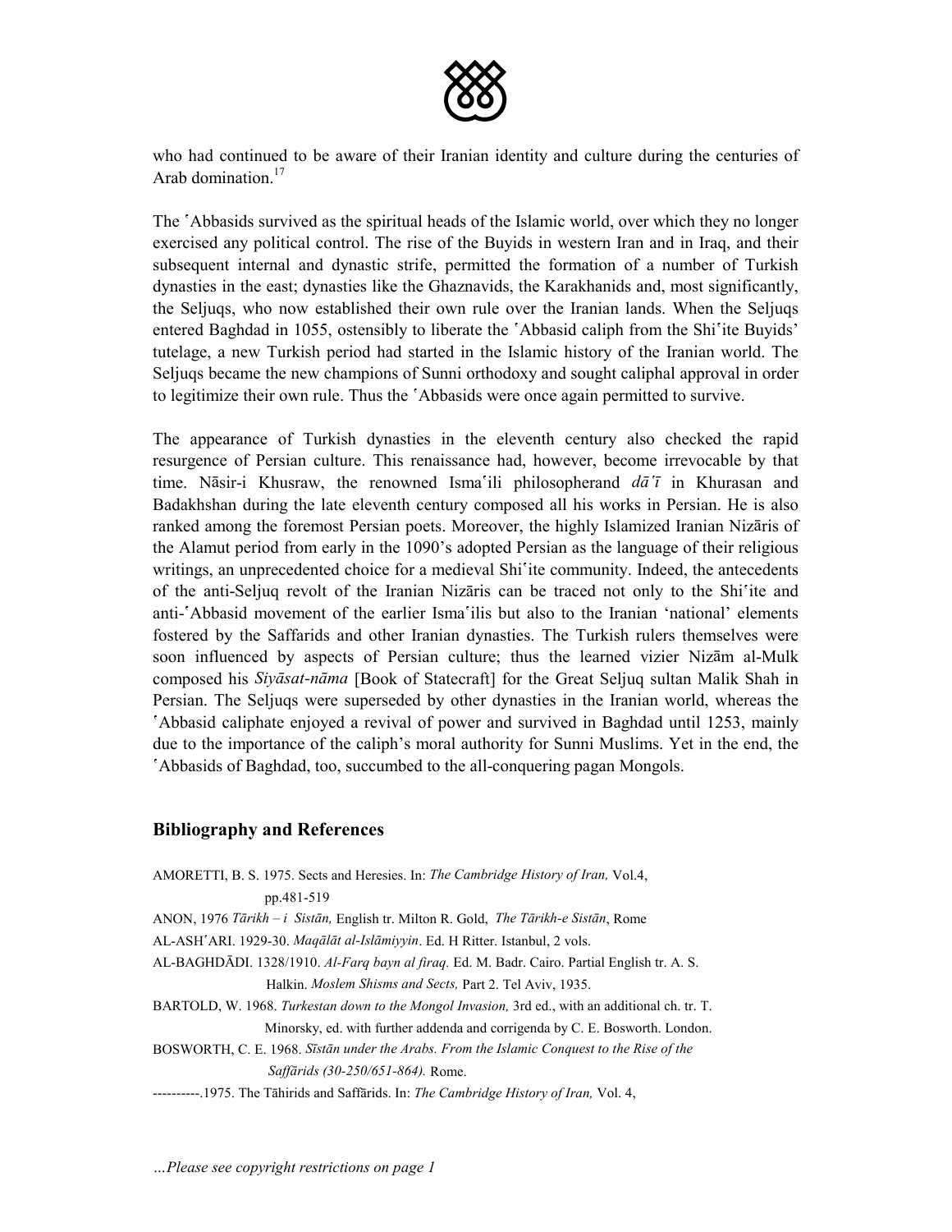who had continued to be aware of their Iranian identity and culture during the centuries of Arab domination.[17]

The ʿAbbasids survived as the spiritual heads of the Islamic world, over which they no longer exercised any political control. The rise of the Buyids in western Iran and in Iraq, and their subsequent internal and dynastic strife, permitted the formation of a number of Turkish dynasties in the east; dynasties like the Ghaznavids, the Karakhanids and, most significantly, the Seljuqs, who now established their own rule over the Iranian lands. When the Seljuqs entered Baghdad in 1055, ostensibly to liberate the ʿAbbasid caliph from the Shiʿite Buyids' tutelage, a new Turkish period had started in the Islamic history of the Iranian world. The Seljuqs became the new champions of Sunni orthodoxy and sought caliphal approval in order to legitimize their own rule. Thus the ʿAbbasids were once again permitted to survive.

The appearance of Turkish dynasties in the eleventh century also checked the rapid resurgence of Persian culture. This renaissance had, however, become irrevocable by that time. Nāsir-i Khusraw, the renowned Ismaʿili philosopherand *dāʿī* in Khurasan and Badakhshan during the late eleventh century composed all his works in Persian. He is also ranked among the foremost Persian poets. Moreover, the highly Islamized Iranian Nizāris of the Alamut period from early in the 1090's adopted Persian as the language of their religious writings, an unprecedented choice for a medieval Shiʿite community. Indeed, the antecedents of the anti-Seljuq revolt of the Iranian Nizāris can be traced not only to the Shiʿite and anti-ʿAbbasid movement of the earlier Ismaʿilis but also to the Iranian 'national' elements fostered by the Saffarids and other Iranian dynasties. The Turkish rulers themselves were soon influenced by aspects of Persian culture; thus the learned vizier Nizām al-Mulk composed his *Siyāsat-nāma* [Book of Statecraft] for the Great Seljuq sultan Malik Shah in Persian. The Seljuqs were superseded by other dynasties in the Iranian world, whereas the ʿAbbasid caliphate enjoyed a revival of power and survived in Baghdad until 1253, mainly due to the importance of the caliph's moral authority for Sunni Muslims. Yet in the end, the ʿAbbasids of Baghdad, too, succumbed to the all-conquering pagan Mongols.

## Bibliography and References

AMORETTI, B. S. 1975. Sects and Heresies. In: *The Cambridge History of Iran,* Vol.4, pp.481-519

ANON, 1976 *Tārikh – i Sistān,* English tr. Milton R. Gold, *The Tārikh-e Sistān*, Rome

AL-ASHʿARI. 1929-30. *Maqālāt al-Islāmiyyin*. Ed. H Ritter. Istanbul, 2 vols.

AL-BAGHDĀDI. 1328/1910. *Al-Farq bayn al firaq.* Ed. M. Badr. Cairo. Partial English tr. A. S. Halkin. *Moslem Shisms and Sects,* Part 2. Tel Aviv, 1935.

BARTOLD, W. 1968. *Turkestan down to the Mongol Invasion,* 3rd ed., with an additional ch. tr. T. Minorsky, ed. with further addenda and corrigenda by C. E. Bosworth. London.

BOSWORTH, C. E. 1968. *Sīstān under the Arabs. From the Islamic Conquest to the Rise of the Saffārids (30-250/651-864).* Rome.

----------.1975. The Tāhirids and Saffārids. In: *The Cambridge History of Iran,* Vol. 4,

*…Please see copyright restrictions on page 1*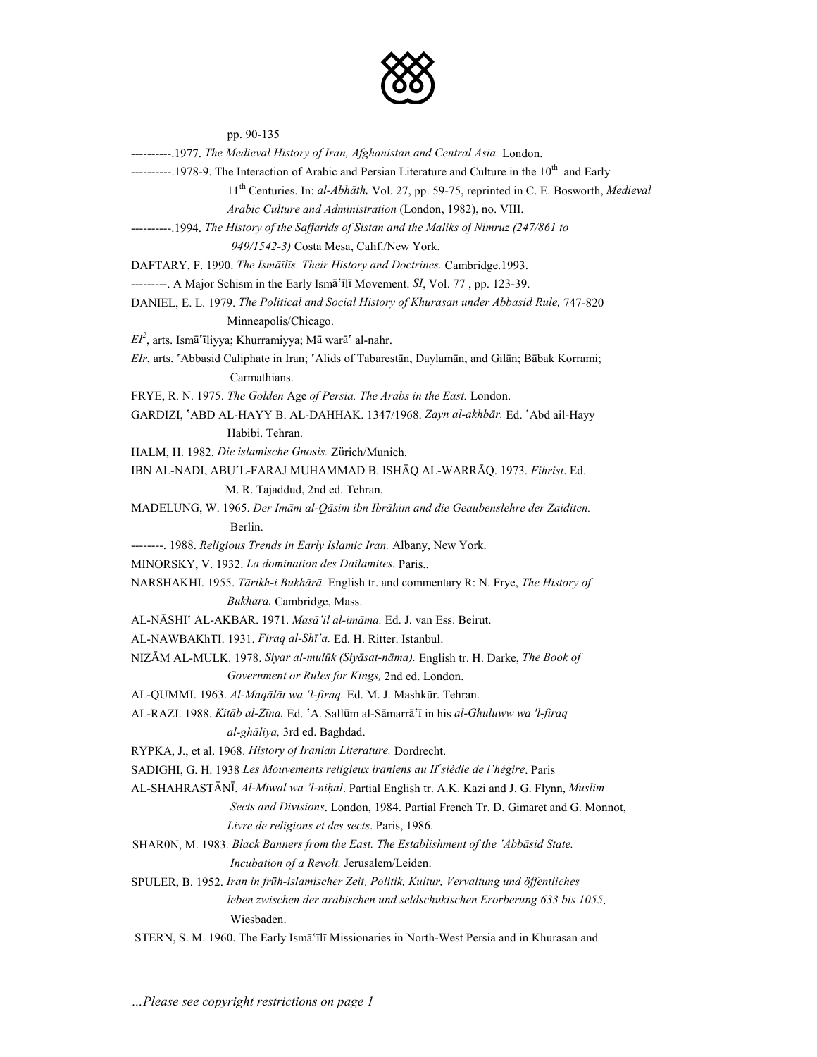pp. 90-135

----------.1977. *The Medieval History of Iran, Afghanistan and Central Asia.* London.

----------.1978-9. The Interaction of Arabic and Persian Literature and Culture in the 10th and Early 11th Centuries. In: *al-Abhāth,* Vol. 27, pp. 59-75, reprinted in C. E. Bosworth, *Medieval Arabic Culture and Administration* (London, 1982), no. VIII.

----------.1994. *The History of the Saffarids of Sistan and the Maliks of Nimruz (247/861 to 949/1542-3)* Costa Mesa, Calif./New York.

DAFTARY, F. 1990. *The Ismāʿīlīs. Their History and Doctrines.* Cambridge.1993.

---------. A Major Schism in the Early Ismāʿīlī Movement. *SI*, Vol. 77 , pp. 123-39.

DANIEL, E. L. 1979. *The Political and Social History of Khurasan under Abbasid Rule,* 747-820 Minneapolis/Chicago.

*EI²*, arts. Ismāʿīliyya; Khurramiyya; Mā warāʾ al-nahr.

*EIr*, arts. ʿAbbasid Caliphate in Iran; ʿAlids of Tabarestān, Daylamān, and Gilān; Bābak Korrami; Carmathians.

FRYE, R. N. 1975. *The Golden* Age *of Persia. The Arabs in the East.* London.

GARDIZI, ʿABD AL-HAYY B. AL-DAHHAK. 1347/1968. *Zayn al-akhbār.* Ed. ʿAbd ail-Hayy Habibi. Tehran.

HALM, H. 1982. *Die islamische Gnosis.* Zürich/Munich.

IBN AL-NADI, ABUʾL-FARAJ MUHAMMAD B. ISHĀQ AL-WARRĀQ. 1973. *Fihrist*. Ed. M. R. Tajaddud, 2nd ed. Tehran.

MADELUNG, W. 1965. *Der Imām al-Qāsim ibn Ibrāhim and die Geaubenslehre der Zaiditen.* Berlin.

--------. 1988. *Religious Trends in Early Islamic Iran.* Albany, New York.

MINORSKY, V. 1932. *La domination des Dailamites.* Paris..

NARSHAKHI. 1955. *Tārikh-i Bukhārā.* English tr. and commentary R: N. Frye, *The History of Bukhara.* Cambridge, Mass.

AL-NĀSHIʾ AL-AKBAR. 1971. *Masāʾil al-imāma.* Ed. J. van Ess. Beirut.

AL-NAWBAKhTI. 1931. *Firaq al-Shīʿa.* Ed. H. Ritter. Istanbul.

NIZĀM AL-MULK. 1978. *Siyar al-mulūk (Siyāsat-nāma).* English tr. H. Darke, *The Book of Government or Rules for Kings,* 2nd ed. London.

AL-QUMMI. 1963. *Al-Maqālāt wa 'l-firaq.* Ed. M. J. Mashkūr. Tehran.

AL-RAZI. 1988. *Kitāb al-Zīna.* Ed. ʿA. Sallūm al-Sāmarrāʾī in his *al-Ghuluww wa 'l-firaq al-ghāliya,* 3rd ed. Baghdad.

RYPKA, J., et al. 1968. *History of Iranian Literature.* Dordrecht.

SADIGHI, G. H. 1938 *Les Mouvements religieux iraniens au IIe siècle de l'hégire*. Paris

AL-SHAHRASTĀNĪ. *Al-Miwal wa 'l-niḥal*. Partial English tr. A.K. Kazi and J. G. Flynn, *Muslim Sects and Divisions*. London, 1984. Partial French Tr. D. Gimaret and G. Monnot, *Livre de religions et des sects*. Paris, 1986.

SHAR0N, M. 1983. *Black Banners from the East. The Establishment of the 'Abbāsid State. Incubation of a Revolt.* Jerusalem/Leiden.

SPULER, B. 1952. *Iran in früh-islamischer Zeit. Politik, Kultur, Vervaltung und öffentliches leben zwischen der arabischen und seldschukischen Erorberung 633 bis 1055.* Wiesbaden.

STERN, S. M. 1960. The Early Ismāʿīlī Missionaries in North-West Persia and in Khurasan and

*…Please see copyright restrictions on page 1*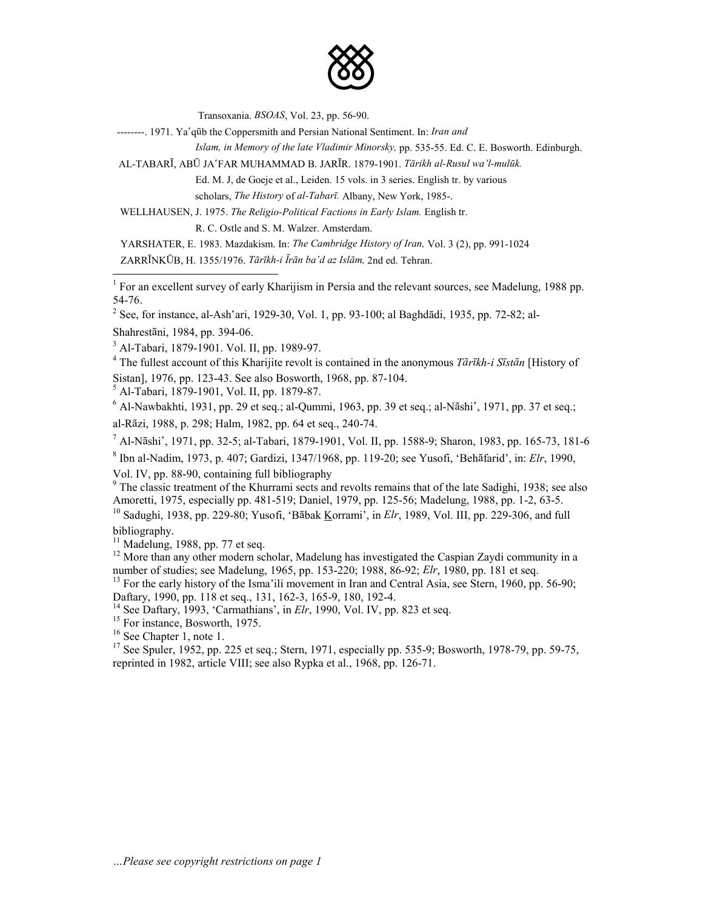Transoxania. *BSOAS*, Vol. 23, pp. 56-90.

--------. 1971. Yaʿqūb the Coppersmith and Persian National Sentiment. In: *Iran and Islam, in Memory of the late Vladimir Minorsky,* pp. 535-55. Ed. C. E. Bosworth. Edinburgh.

AL-TABARĪ, ABŪ JAʿFAR MUHAMMAD B. JARĪR. 1879-1901. *Tārikh al-Rusul wa'l-mulūk.* Ed. M. J, de Goeje et al., Leiden. 15 vols. in 3 series. English tr. by various scholars, *The History* of *al-Tabarī.* Albany, New York, 1985-.

WELLHAUSEN, J. 1975. *The Religio-Political Factions in Early Islam.* English tr. R. C. Ostle and S. M. Walzer. Amsterdam.

YARSHATER, E. 1983. Mazdakism. In: *The Cambridge History of Iran,* Vol. 3 (2), pp. 991-1024

ZARRĪNKŪB, H. 1355/1976. *Tārīkh-i Īrān baʿd az Islām,* 2nd ed. Tehran.

---

[1] For an excellent survey of early Kharijism in Persia and the relevant sources, see Madelung, 1988 pp. 54-76.

[2] See, for instance, al-Ashʿari, 1929-30, Vol. 1, pp. 93-100; al Baghdādi, 1935, pp. 72-82; al-Shahrestāni, 1984, pp. 394-06.

[3] Al-Tabari, 1879-1901. Vol. II, pp. 1989-97.

[4] The fullest account of this Kharijite revolt is contained in the anonymous *Tārīkh-i Sīstān* [History of Sistan], 1976, pp. 123-43. See also Bosworth, 1968, pp. 87-104.

[5] Al-Tabari, 1879-1901, Vol. II, pp. 1879-87.

[6] Al-Nawbakhti, 1931, pp. 29 et seq.; al-Qummi, 1963, pp. 39 et seq.; al-Nāshiʾ, 1971, pp. 37 et seq.; al-Rāzi, 1988, p. 298; Halm, 1982, pp. 64 et seq., 240-74.

[7] Al-Nāshiʾ, 1971, pp. 32-5; al-Tabari, 1879-1901, Vol. II, pp. 1588-9; Sharon, 1983, pp. 165-73, 181-6

[8] Ibn al-Nadim, 1973, p. 407; Gardizi, 1347/1968, pp. 119-20; see Yusofi, 'Behāfarid', in: *Elr*, 1990, Vol. IV, pp. 88-90, containing full bibliography

[9] The classic treatment of the Khurrami sects and revolts remains that of the late Sadighi, 1938; see also Amoretti, 1975, especially pp. 481-519; Daniel, 1979, pp. 125-56; Madelung, 1988, pp. 1-2, 63-5.

[10] Sadughi, 1938, pp. 229-80; Yusofi, 'Bābak Korrami', in *Elr*, 1989, Vol. III, pp. 229-306, and full bibliography.

[11] Madelung, 1988, pp. 77 et seq.

[12] More than any other modern scholar, Madelung has investigated the Caspian Zaydi community in a number of studies; see Madelung, 1965, pp. 153-220; 1988, 86-92; *Elr*, 1980, pp. 181 et seq.

[13] For the early history of the Isma'ili movement in Iran and Central Asia, see Stern, 1960, pp. 56-90; Daftary, 1990, pp. 118 et seq., 131, 162-3, 165-9, 180, 192-4.

[14] See Daftary, 1993, 'Carmathians', in *Elr*, 1990, Vol. IV, pp. 823 et seq.

[15] For instance, Bosworth, 1975.

[16] See Chapter 1, note 1.

[17] See Spuler, 1952, pp. 225 et seq.; Stern, 1971, especially pp. 535-9; Bosworth, 1978-79, pp. 59-75, reprinted in 1982, article VIII; see also Rypka et al., 1968, pp. 126-71.